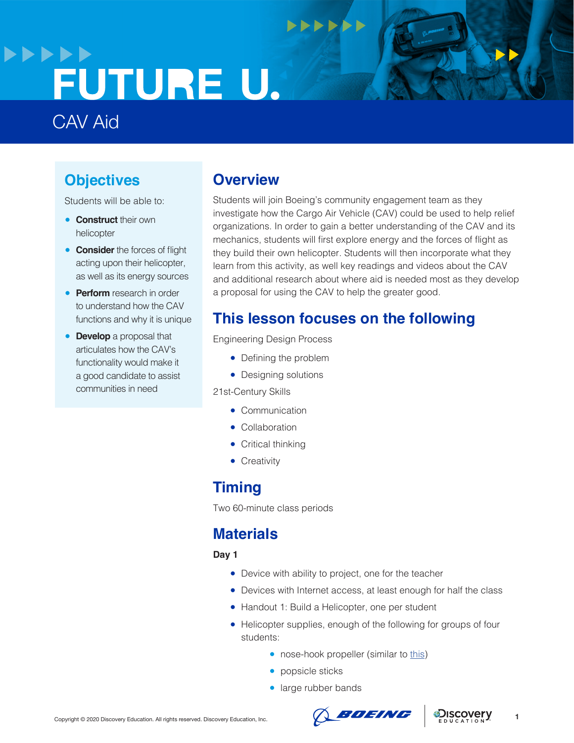# FUTURE U.

## CAV Aid

## Objectives

Students will be able to:

- **Construct** their own helicopter
- **Consider** the forces of flight acting upon their helicopter, as well as its energy sources
- **Perform** research in order to understand how the CAV functions and why it is unique
- **Develop** a proposal that articulates how the CAV's functionality would make it a good candidate to assist communities in need

## Overview

Students will join Boeing's community engagement team as they investigate how the Cargo Air Vehicle (CAV) could be used to help relief organizations. In order to gain a better understanding of the CAV and its mechanics, students will first explore energy and the forces of flight as they build their own helicopter. Students will then incorporate what they learn from this activity, as well key readings and videos about the CAV and additional research about where aid is needed most as they develop a proposal for using the CAV to help the greater good.

## This lesson focuses on the following

Engineering Design Process

- Defining the problem
- Designing solutions

21st-Century Skills

- Communication
- Collaboration
- Critical thinking
- Creativity

## Timing

Two 60-minute class periods

## Materials

**Day 1**

- Device with ability to project, one for the teacher
- Devices with Internet access, at least enough for half the class
- Handout 1: Build a Helicopter, one per student
- Helicopter supplies, enough of the following for groups of four students:
  - nose-hook propeller (similar to this)
  - popsicle sticks
  - large rubber bands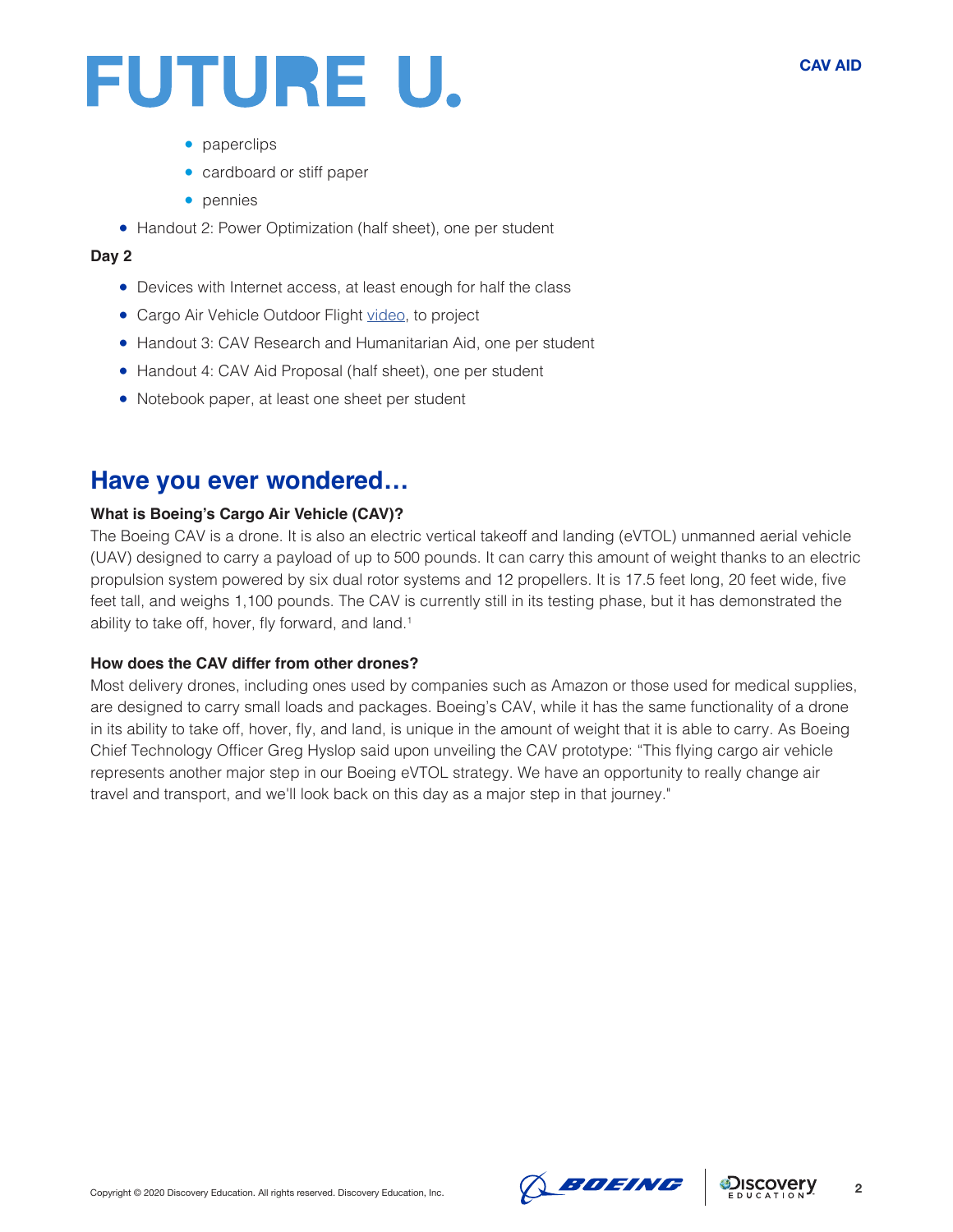- paperclips
    - cardboard or stiff paper
    - pennies
- Handout 2: Power Optimization (half sheet), one per student

**Day 2**

- Devices with Internet access, at least enough for half the class
- Cargo Air Vehicle Outdoor Flight video, to project
- Handout 3: CAV Research and Humanitarian Aid, one per student
- Handout 4: CAV Aid Proposal (half sheet), one per student
- Notebook paper, at least one sheet per student

## Have you ever wondered…

**What is Boeing's Cargo Air Vehicle (CAV)?**

The Boeing CAV is a drone. It is also an electric vertical takeoff and landing (eVTOL) unmanned aerial vehicle (UAV) designed to carry a payload of up to 500 pounds. It can carry this amount of weight thanks to an electric propulsion system powered by six dual rotor systems and 12 propellers. It is 17.5 feet long, 20 feet wide, five feet tall, and weighs 1,100 pounds. The CAV is currently still in its testing phase, but it has demonstrated the ability to take off, hover, fly forward, and land.[1]

**How does the CAV differ from other drones?**

Most delivery drones, including ones used by companies such as Amazon or those used for medical supplies, are designed to carry small loads and packages. Boeing's CAV, while it has the same functionality of a drone in its ability to take off, hover, fly, and land, is unique in the amount of weight that it is able to carry. As Boeing Chief Technology Officer Greg Hyslop said upon unveiling the CAV prototype: "This flying cargo air vehicle represents another major step in our Boeing eVTOL strategy. We have an opportunity to really change air travel and transport, and we'll look back on this day as a major step in that journey."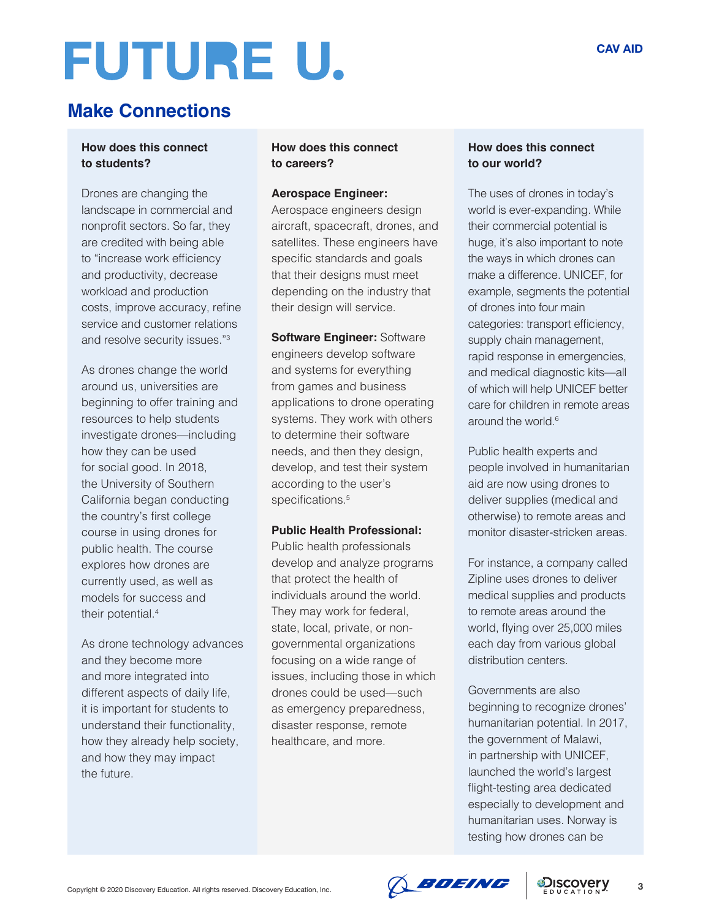# FUTURE U.

CAV AID

## Make Connections

### How does this connect to students?

Drones are changing the landscape in commercial and nonprofit sectors. So far, they are credited with being able to "increase work efficiency and productivity, decrease workload and production costs, improve accuracy, refine service and customer relations and resolve security issues."[3]

As drones change the world around us, universities are beginning to offer training and resources to help students investigate drones—including how they can be used for social good. In 2018, the University of Southern California began conducting the country's first college course in using drones for public health. The course explores how drones are currently used, as well as models for success and their potential.[4]

As drone technology advances and they become more and more integrated into different aspects of daily life, it is important for students to understand their functionality, how they already help society, and how they may impact the future.

### How does this connect to careers?

**Aerospace Engineer:** Aerospace engineers design aircraft, spacecraft, drones, and satellites. These engineers have specific standards and goals that their designs must meet depending on the industry that their design will service.

**Software Engineer:** Software engineers develop software and systems for everything from games and business applications to drone operating systems. They work with others to determine their software needs, and then they design, develop, and test their system according to the user's specifications.[5]

**Public Health Professional:** Public health professionals develop and analyze programs that protect the health of individuals around the world. They may work for federal, state, local, private, or non-governmental organizations focusing on a wide range of issues, including those in which drones could be used—such as emergency preparedness, disaster response, remote healthcare, and more.

### How does this connect to our world?

The uses of drones in today's world is ever-expanding. While their commercial potential is huge, it's also important to note the ways in which drones can make a difference. UNICEF, for example, segments the potential of drones into four main categories: transport efficiency, supply chain management, rapid response in emergencies, and medical diagnostic kits—all of which will help UNICEF better care for children in remote areas around the world.[6]

Public health experts and people involved in humanitarian aid are now using drones to deliver supplies (medical and otherwise) to remote areas and monitor disaster-stricken areas.

For instance, a company called Zipline uses drones to deliver medical supplies and products to remote areas around the world, flying over 25,000 miles each day from various global distribution centers.

Governments are also beginning to recognize drones' humanitarian potential. In 2017, the government of Malawi, in partnership with UNICEF, launched the world's largest flight-testing area dedicated especially to development and humanitarian uses. Norway is testing how drones can be

Copyright © 2020 Discovery Education. All rights reserved. Discovery Education, Inc.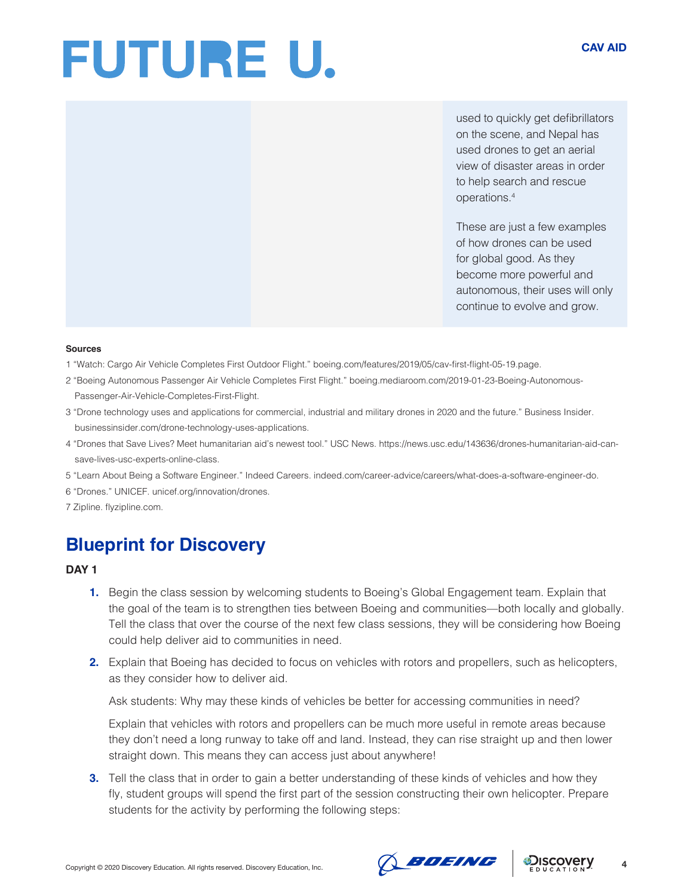used to quickly get defibrillators on the scene, and Nepal has used drones to get an aerial view of disaster areas in order to help search and rescue operations.[4]

These are just a few examples of how drones can be used for global good. As they become more powerful and autonomous, their uses will only continue to evolve and grow.

**Sources**

1 "Watch: Cargo Air Vehicle Completes First Outdoor Flight." boeing.com/features/2019/05/cav-first-flight-05-19.page.

2 "Boeing Autonomous Passenger Air Vehicle Completes First Flight." boeing.mediaroom.com/2019-01-23-Boeing-Autonomous-Passenger-Air-Vehicle-Completes-First-Flight.

3 "Drone technology uses and applications for commercial, industrial and military drones in 2020 and the future." Business Insider. businessinsider.com/drone-technology-uses-applications.

4 "Drones that Save Lives? Meet humanitarian aid's newest tool." USC News. https://news.usc.edu/143636/drones-humanitarian-aid-can-save-lives-usc-experts-online-class.

5 "Learn About Being a Software Engineer." Indeed Careers. indeed.com/career-advice/careers/what-does-a-software-engineer-do.

6 "Drones." UNICEF. unicef.org/innovation/drones.

7 Zipline. flyzipline.com.

## Blueprint for Discovery

**DAY 1**

1. Begin the class session by welcoming students to Boeing's Global Engagement team. Explain that the goal of the team is to strengthen ties between Boeing and communities—both locally and globally. Tell the class that over the course of the next few class sessions, they will be considering how Boeing could help deliver aid to communities in need.

2. Explain that Boeing has decided to focus on vehicles with rotors and propellers, such as helicopters, as they consider how to deliver aid.

   Ask students: Why may these kinds of vehicles be better for accessing communities in need?

   Explain that vehicles with rotors and propellers can be much more useful in remote areas because they don't need a long runway to take off and land. Instead, they can rise straight up and then lower straight down. This means they can access just about anywhere!

3. Tell the class that in order to gain a better understanding of these kinds of vehicles and how they fly, student groups will spend the first part of the session constructing their own helicopter. Prepare students for the activity by performing the following steps: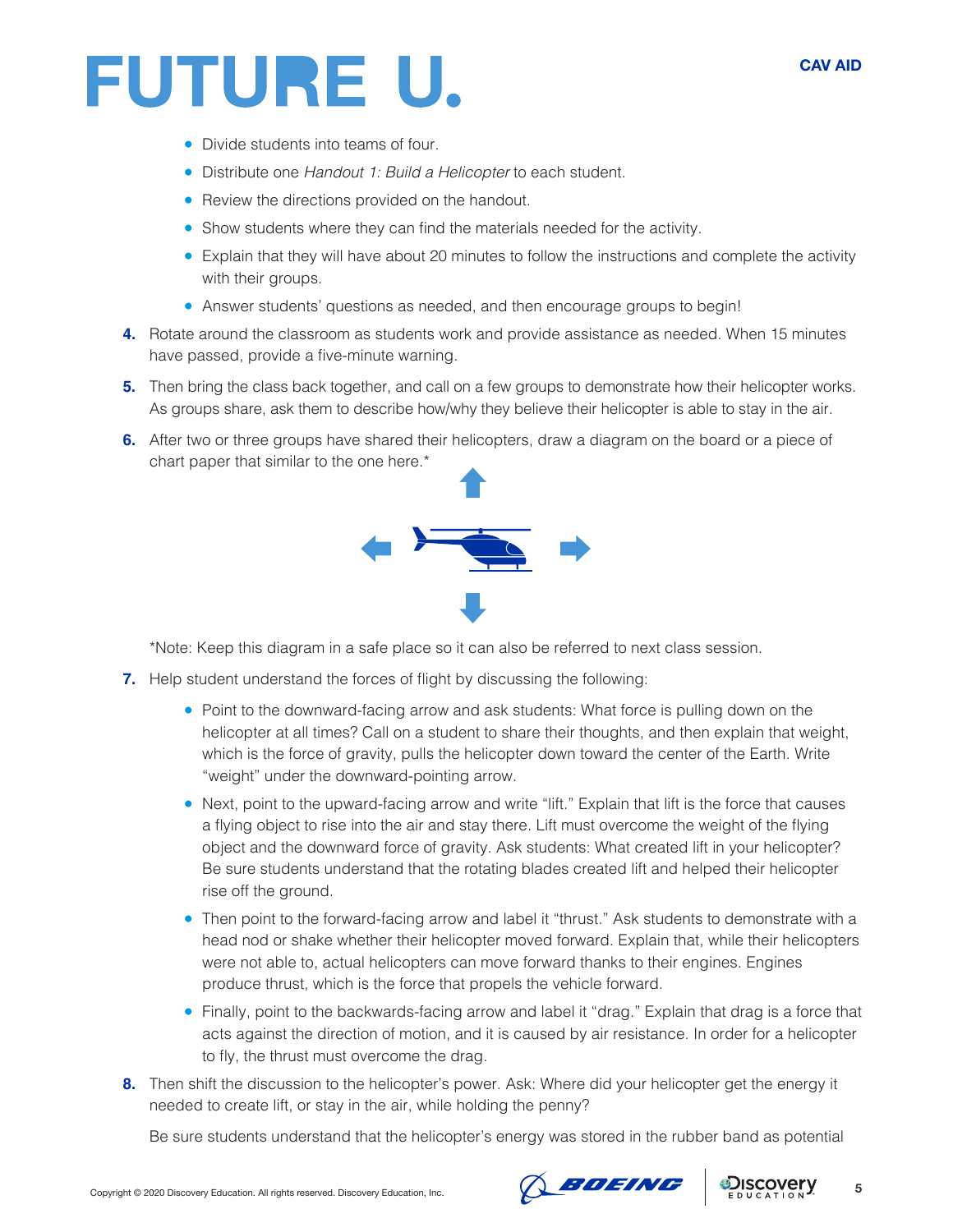- Divide students into teams of four.
- Distribute one *Handout 1: Build a Helicopter* to each student.
- Review the directions provided on the handout.
- Show students where they can find the materials needed for the activity.
- Explain that they will have about 20 minutes to follow the instructions and complete the activity with their groups.
- Answer students' questions as needed, and then encourage groups to begin!

4. Rotate around the classroom as students work and provide assistance as needed. When 15 minutes have passed, provide a five-minute warning.

5. Then bring the class back together, and call on a few groups to demonstrate how their helicopter works. As groups share, ask them to describe how/why they believe their helicopter is able to stay in the air.

6. After two or three groups have shared their helicopters, draw a diagram on the board or a piece of chart paper that similar to the one here.*

   *Note: Keep this diagram in a safe place so it can also be referred to next class session.

7. Help student understand the forces of flight by discussing the following:

   - Point to the downward-facing arrow and ask students: What force is pulling down on the helicopter at all times? Call on a student to share their thoughts, and then explain that weight, which is the force of gravity, pulls the helicopter down toward the center of the Earth. Write "weight" under the downward-pointing arrow.
   - Next, point to the upward-facing arrow and write "lift." Explain that lift is the force that causes a flying object to rise into the air and stay there. Lift must overcome the weight of the flying object and the downward force of gravity. Ask students: What created lift in your helicopter? Be sure students understand that the rotating blades created lift and helped their helicopter rise off the ground.
   - Then point to the forward-facing arrow and label it "thrust." Ask students to demonstrate with a head nod or shake whether their helicopter moved forward. Explain that, while their helicopters were not able to, actual helicopters can move forward thanks to their engines. Engines produce thrust, which is the force that propels the vehicle forward.
   - Finally, point to the backwards-facing arrow and label it "drag." Explain that drag is a force that acts against the direction of motion, and it is caused by air resistance. In order for a helicopter to fly, the thrust must overcome the drag.

8. Then shift the discussion to the helicopter's power. Ask: Where did your helicopter get the energy it needed to create lift, or stay in the air, while holding the penny?

   Be sure students understand that the helicopter's energy was stored in the rubber band as potential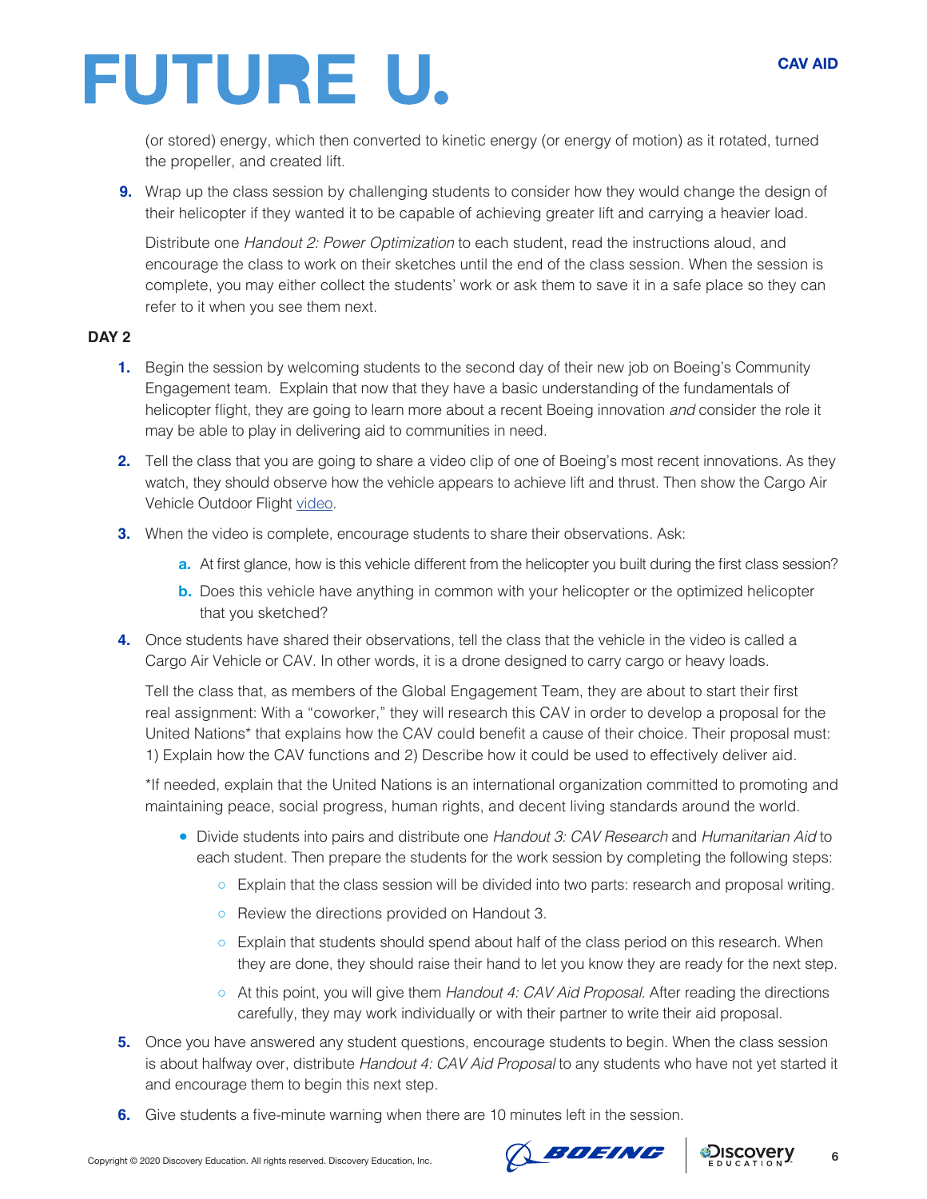(or stored) energy, which then converted to kinetic energy (or energy of motion) as it rotated, turned the propeller, and created lift.

9. Wrap up the class session by challenging students to consider how they would change the design of their helicopter if they wanted it to be capable of achieving greater lift and carrying a heavier load.

   Distribute one *Handout 2: Power Optimization* to each student, read the instructions aloud, and encourage the class to work on their sketches until the end of the class session. When the session is complete, you may either collect the students' work or ask them to save it in a safe place so they can refer to it when you see them next.

**DAY 2**

1. Begin the session by welcoming students to the second day of their new job on Boeing's Community Engagement team. Explain that now that they have a basic understanding of the fundamentals of helicopter flight, they are going to learn more about a recent Boeing innovation *and* consider the role it may be able to play in delivering aid to communities in need.

2. Tell the class that you are going to share a video clip of one of Boeing's most recent innovations. As they watch, they should observe how the vehicle appears to achieve lift and thrust. Then show the Cargo Air Vehicle Outdoor Flight video.

3. When the video is complete, encourage students to share their observations. Ask:

   a. At first glance, how is this vehicle different from the helicopter you built during the first class session?

   b. Does this vehicle have anything in common with your helicopter or the optimized helicopter that you sketched?

4. Once students have shared their observations, tell the class that the vehicle in the video is called a Cargo Air Vehicle or CAV. In other words, it is a drone designed to carry cargo or heavy loads.

   Tell the class that, as members of the Global Engagement Team, they are about to start their first real assignment: With a "coworker," they will research this CAV in order to develop a proposal for the United Nations* that explains how the CAV could benefit a cause of their choice. Their proposal must: 1) Explain how the CAV functions and 2) Describe how it could be used to effectively deliver aid.

   *If needed, explain that the United Nations is an international organization committed to promoting and maintaining peace, social progress, human rights, and decent living standards around the world.

   - Divide students into pairs and distribute one *Handout 3: CAV Research* and *Humanitarian Aid* to each student. Then prepare the students for the work session by completing the following steps:
     - Explain that the class session will be divided into two parts: research and proposal writing.
     - Review the directions provided on Handout 3.
     - Explain that students should spend about half of the class period on this research. When they are done, they should raise their hand to let you know they are ready for the next step.
     - At this point, you will give them *Handout 4: CAV Aid Proposal*. After reading the directions carefully, they may work individually or with their partner to write their aid proposal.

5. Once you have answered any student questions, encourage students to begin. When the class session is about halfway over, distribute *Handout 4: CAV Aid Proposal* to any students who have not yet started it and encourage them to begin this next step.

6. Give students a five-minute warning when there are 10 minutes left in the session.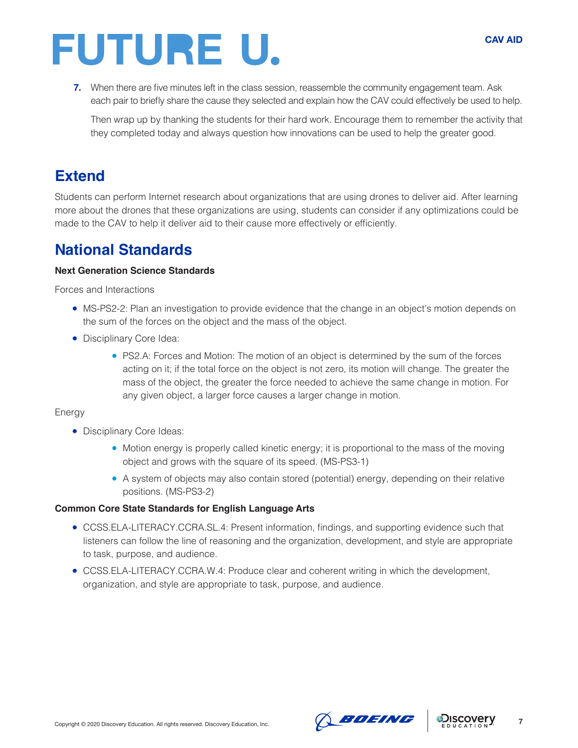7. When there are five minutes left in the class session, reassemble the community engagement team. Ask each pair to briefly share the cause they selected and explain how the CAV could effectively be used to help.

   Then wrap up by thanking the students for their hard work. Encourage them to remember the activity that they completed today and always question how innovations can be used to help the greater good.

## Extend

Students can perform Internet research about organizations that are using drones to deliver aid. After learning more about the drones that these organizations are using, students can consider if any optimizations could be made to the CAV to help it deliver aid to their cause more effectively or efficiently.

## National Standards

**Next Generation Science Standards**

Forces and Interactions

- MS-PS2-2: Plan an investigation to provide evidence that the change in an object's motion depends on the sum of the forces on the object and the mass of the object.
- Disciplinary Core Idea:
  - PS2.A: Forces and Motion: The motion of an object is determined by the sum of the forces acting on it; if the total force on the object is not zero, its motion will change. The greater the mass of the object, the greater the force needed to achieve the same change in motion. For any given object, a larger force causes a larger change in motion.

Energy

- Disciplinary Core Ideas:
  - Motion energy is properly called kinetic energy; it is proportional to the mass of the moving object and grows with the square of its speed. (MS-PS3-1)
  - A system of objects may also contain stored (potential) energy, depending on their relative positions. (MS-PS3-2)

**Common Core State Standards for English Language Arts**

- CCSS.ELA-LITERACY.CCRA.SL.4: Present information, findings, and supporting evidence such that listeners can follow the line of reasoning and the organization, development, and style are appropriate to task, purpose, and audience.
- CCSS.ELA-LITERACY.CCRA.W.4: Produce clear and coherent writing in which the development, organization, and style are appropriate to task, purpose, and audience.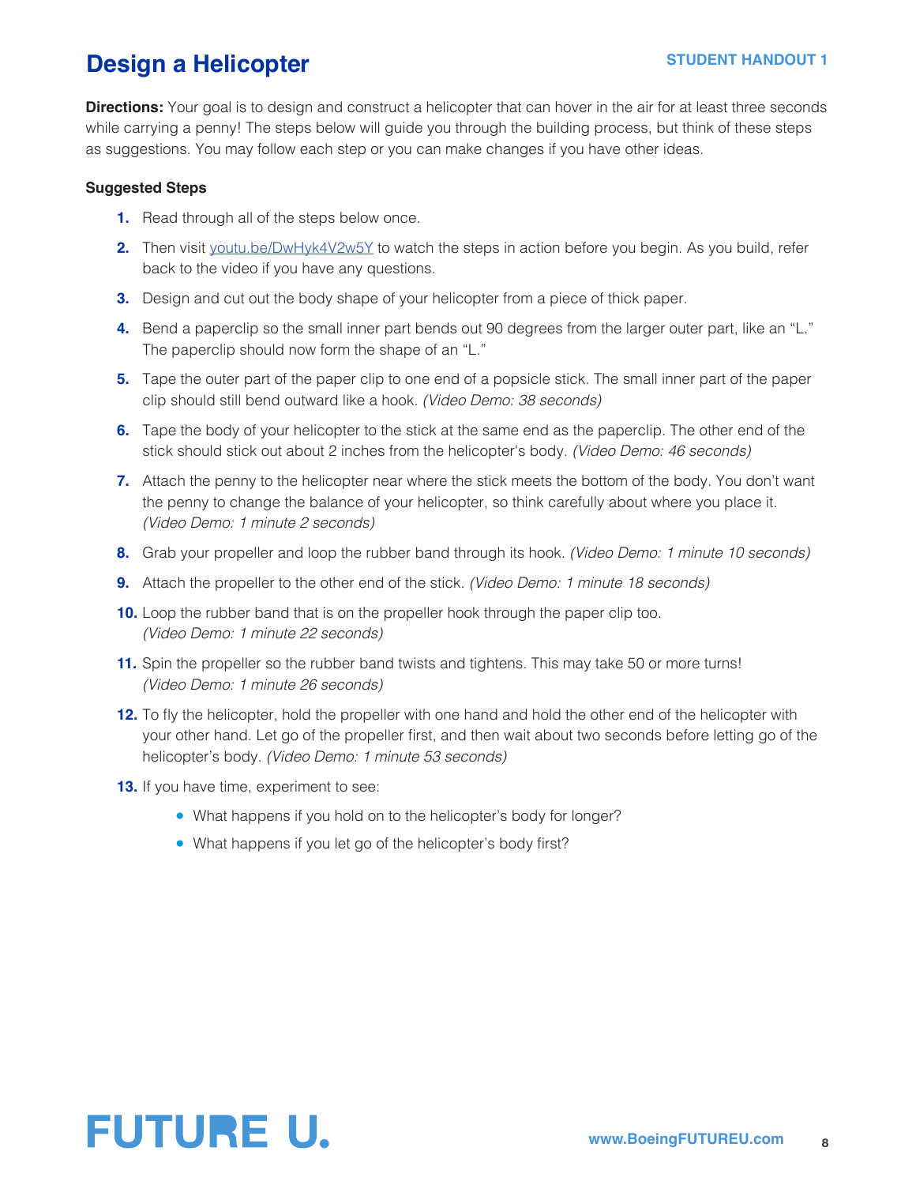# Design a Helicopter

**STUDENT HANDOUT 1**

**Directions:** Your goal is to design and construct a helicopter that can hover in the air for at least three seconds while carrying a penny! The steps below will guide you through the building process, but think of these steps as suggestions. You may follow each step or you can make changes if you have other ideas.

**Suggested Steps**

1. Read through all of the steps below once.
2. Then visit [youtu.be/DwHyk4V2w5Y](https://youtu.be/DwHyk4V2w5Y) to watch the steps in action before you begin. As you build, refer back to the video if you have any questions.
3. Design and cut out the body shape of your helicopter from a piece of thick paper.
4. Bend a paperclip so the small inner part bends out 90 degrees from the larger outer part, like an "L." The paperclip should now form the shape of an "L."
5. Tape the outer part of the paper clip to one end of a popsicle stick. The small inner part of the paper clip should still bend outward like a hook. *(Video Demo: 38 seconds)*
6. Tape the body of your helicopter to the stick at the same end as the paperclip. The other end of the stick should stick out about 2 inches from the helicopter's body. *(Video Demo: 46 seconds)*
7. Attach the penny to the helicopter near where the stick meets the bottom of the body. You don't want the penny to change the balance of your helicopter, so think carefully about where you place it. *(Video Demo: 1 minute 2 seconds)*
8. Grab your propeller and loop the rubber band through its hook. *(Video Demo: 1 minute 10 seconds)*
9. Attach the propeller to the other end of the stick. *(Video Demo: 1 minute 18 seconds)*
10. Loop the rubber band that is on the propeller hook through the paper clip too. *(Video Demo: 1 minute 22 seconds)*
11. Spin the propeller so the rubber band twists and tightens. This may take 50 or more turns! *(Video Demo: 1 minute 26 seconds)*
12. To fly the helicopter, hold the propeller with one hand and hold the other end of the helicopter with your other hand. Let go of the propeller first, and then wait about two seconds before letting go of the helicopter's body. *(Video Demo: 1 minute 53 seconds)*
13. If you have time, experiment to see:
    - What happens if you hold on to the helicopter's body for longer?
    - What happens if you let go of the helicopter's body first?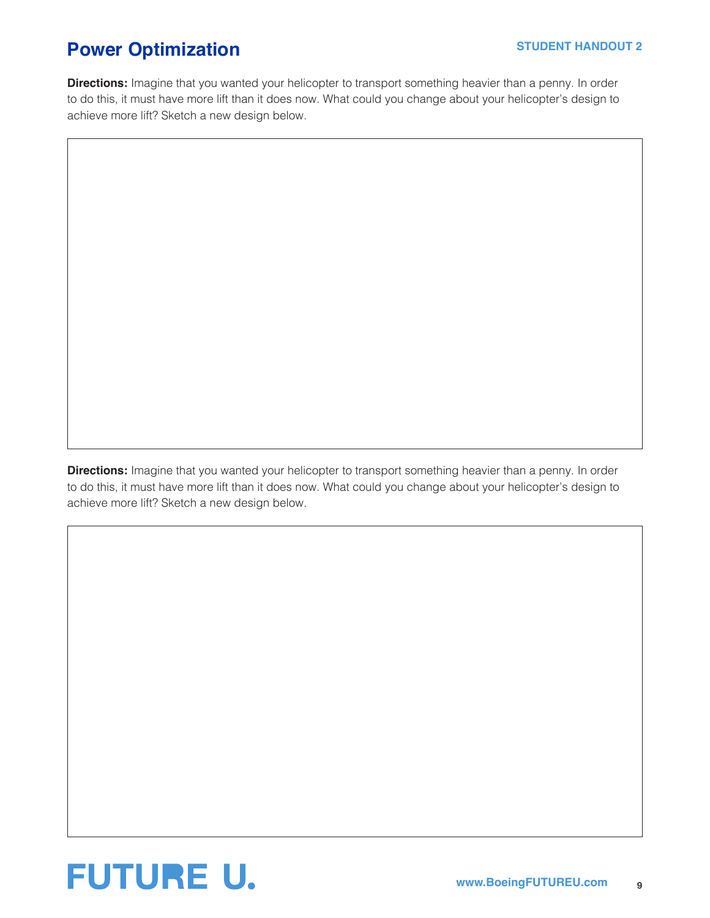# Power Optimization

**STUDENT HANDOUT 2**

**Directions:** Imagine that you wanted your helicopter to transport something heavier than a penny. In order to do this, it must have more lift than it does now. What could you change about your helicopter's design to achieve more lift? Sketch a new design below.

**Directions:** Imagine that you wanted your helicopter to transport something heavier than a penny. In order to do this, it must have more lift than it does now. What could you change about your helicopter's design to achieve more lift? Sketch a new design below.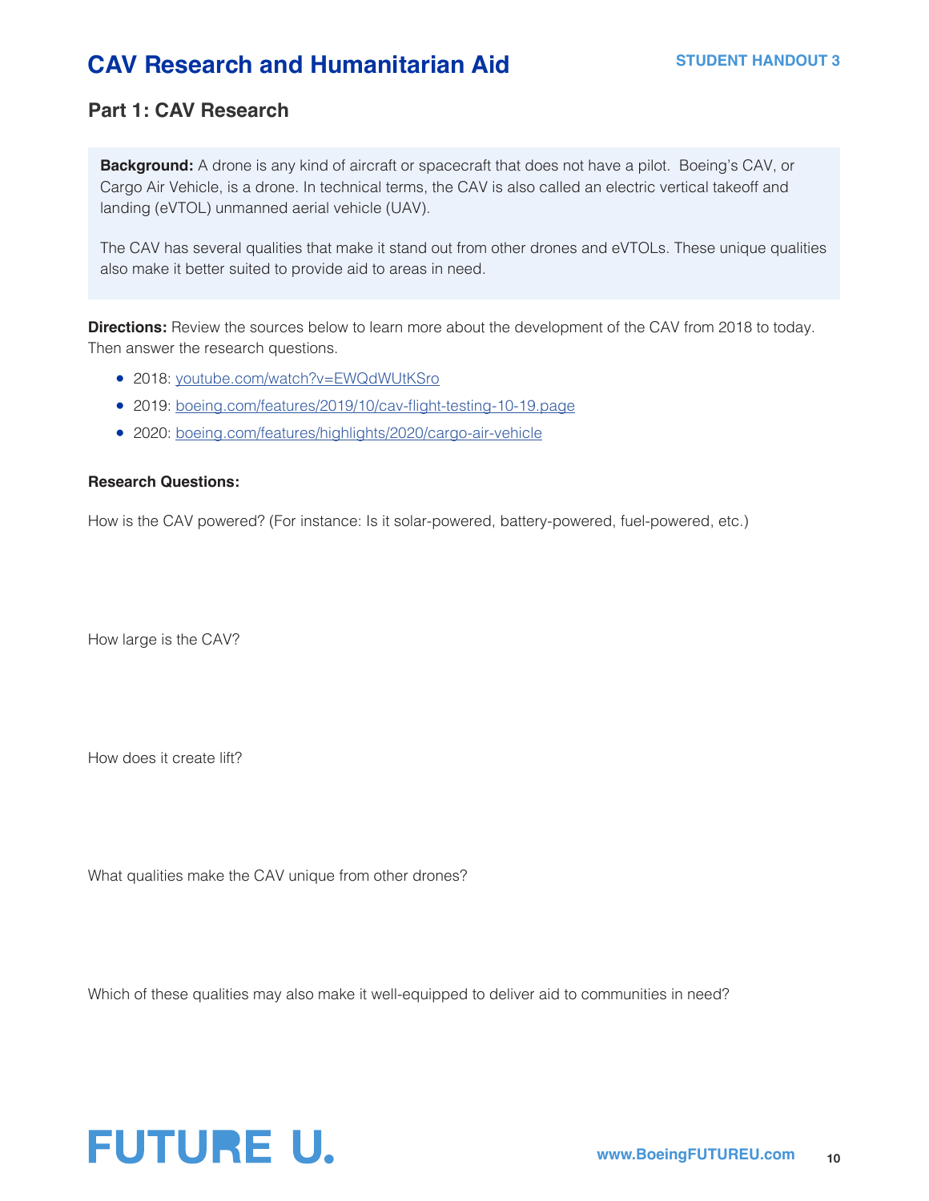# CAV Research and Humanitarian Aid

**STUDENT HANDOUT 3**

## Part 1: CAV Research

**Background:** A drone is any kind of aircraft or spacecraft that does not have a pilot. Boeing's CAV, or Cargo Air Vehicle, is a drone. In technical terms, the CAV is also called an electric vertical takeoff and landing (eVTOL) unmanned aerial vehicle (UAV).

The CAV has several qualities that make it stand out from other drones and eVTOLs. These unique qualities also make it better suited to provide aid to areas in need.

**Directions:** Review the sources below to learn more about the development of the CAV from 2018 to today. Then answer the research questions.

- 2018: youtube.com/watch?v=EWQdWUtKSro
- 2019: boeing.com/features/2019/10/cav-flight-testing-10-19.page
- 2020: boeing.com/features/highlights/2020/cargo-air-vehicle

**Research Questions:**

How is the CAV powered? (For instance: Is it solar-powered, battery-powered, fuel-powered, etc.)

How large is the CAV?

How does it create lift?

What qualities make the CAV unique from other drones?

Which of these qualities may also make it well-equipped to deliver aid to communities in need?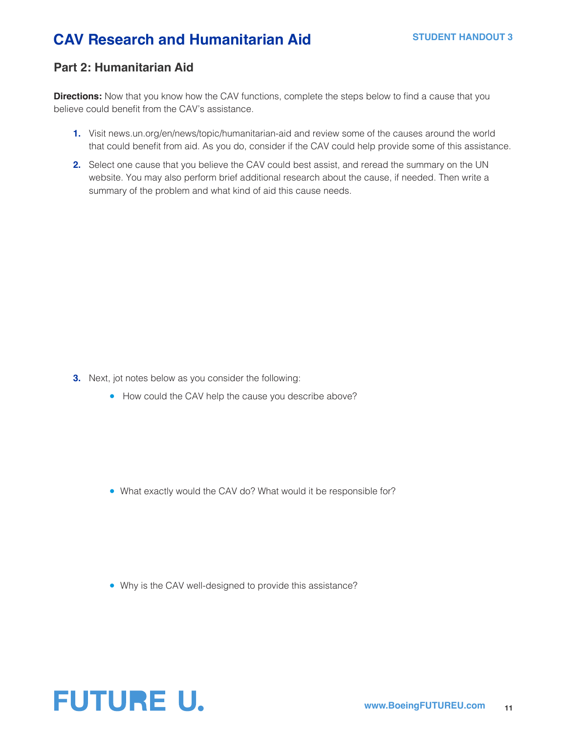# CAV Research and Humanitarian Aid

**STUDENT HANDOUT 3**

## Part 2: Humanitarian Aid

**Directions:** Now that you know how the CAV functions, complete the steps below to find a cause that you believe could benefit from the CAV's assistance.

1. Visit news.un.org/en/news/topic/humanitarian-aid and review some of the causes around the world that could benefit from aid. As you do, consider if the CAV could help provide some of this assistance.
2. Select one cause that you believe the CAV could best assist, and reread the summary on the UN website. You may also perform brief additional research about the cause, if needed. Then write a summary of the problem and what kind of aid this cause needs.
3. Next, jot notes below as you consider the following:
    - How could the CAV help the cause you describe above?
    - What exactly would the CAV do? What would it be responsible for?
    - Why is the CAV well-designed to provide this assistance?

FUTURE U.

www.BoeingFUTUREU.com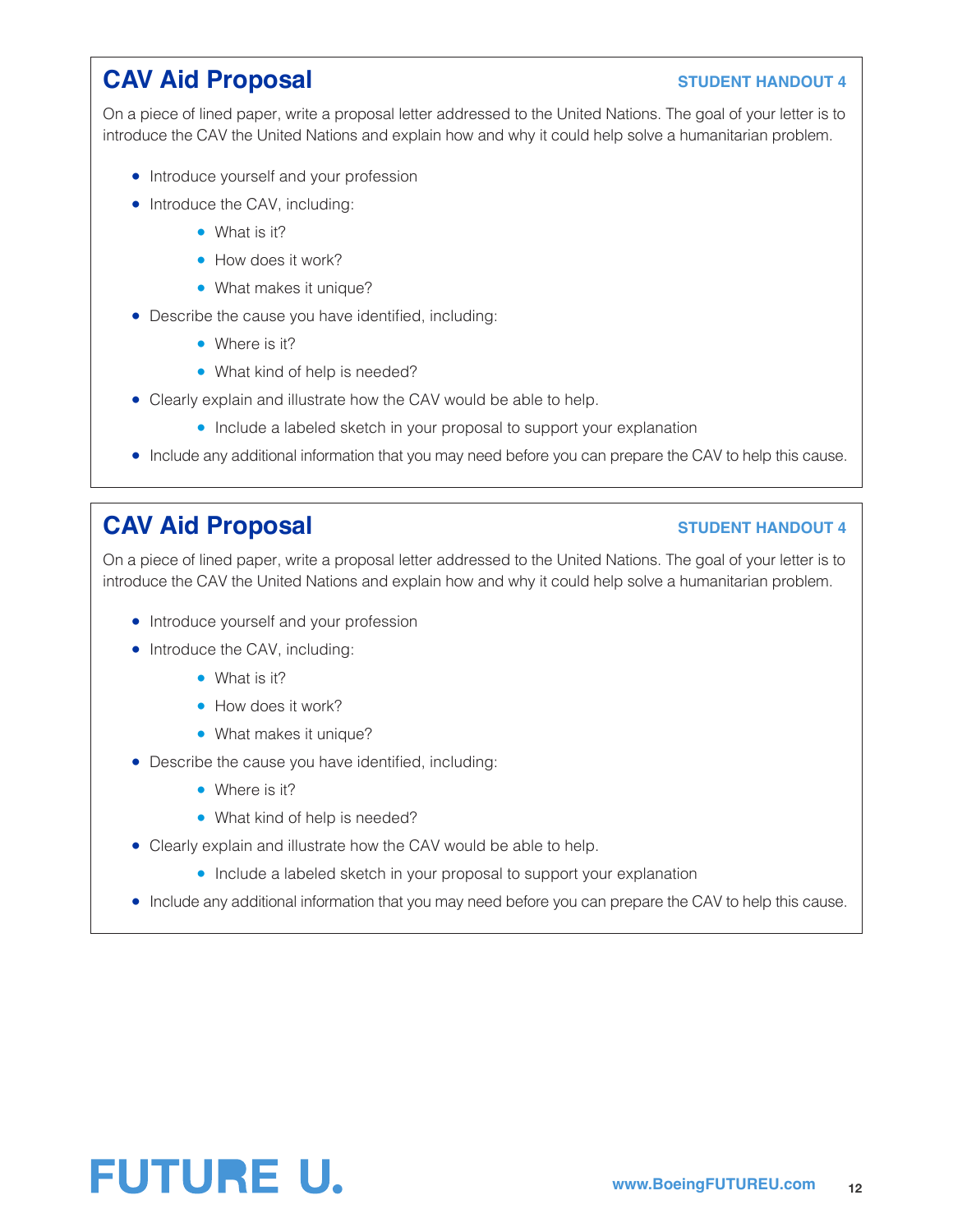## CAV Aid Proposal

**STUDENT HANDOUT 4**

On a piece of lined paper, write a proposal letter addressed to the United Nations. The goal of your letter is to introduce the CAV the United Nations and explain how and why it could help solve a humanitarian problem.

- Introduce yourself and your profession
- Introduce the CAV, including:
    - What is it?
    - How does it work?
    - What makes it unique?
- Describe the cause you have identified, including:
    - Where is it?
    - What kind of help is needed?
- Clearly explain and illustrate how the CAV would be able to help.
    - Include a labeled sketch in your proposal to support your explanation
- Include any additional information that you may need before you can prepare the CAV to help this cause.

## CAV Aid Proposal

**STUDENT HANDOUT 4**

On a piece of lined paper, write a proposal letter addressed to the United Nations. The goal of your letter is to introduce the CAV the United Nations and explain how and why it could help solve a humanitarian problem.

- Introduce yourself and your profession
- Introduce the CAV, including:
    - What is it?
    - How does it work?
    - What makes it unique?
- Describe the cause you have identified, including:
    - Where is it?
    - What kind of help is needed?
- Clearly explain and illustrate how the CAV would be able to help.
    - Include a labeled sketch in your proposal to support your explanation
- Include any additional information that you may need before you can prepare the CAV to help this cause.

FUTURE U.

www.BoeingFUTUREU.com